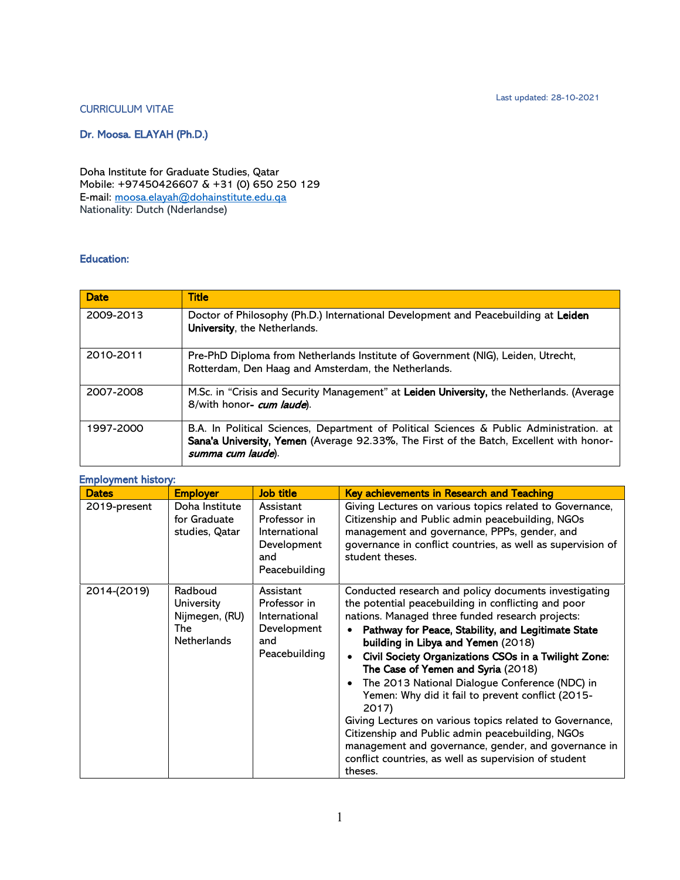Last updated: 28-10-2021

CURRICULUM VITAE

**Dr. Moosa. ELAYAH (Ph.D.)**

Doha Institute for Graduate Studies, Qatar
Mobile: +97450426607 & +31 (0) 650 250 129
E-mail: moosa.elayah@dohainstitute.edu.qa
Nationality: Dutch (Nderlandse)

## Education:

| Date | Title |
|---|---|
| 2009-2013 | Doctor of Philosophy (Ph.D.) International Development and Peacebuilding at **Leiden University**, the Netherlands. |
| 2010-2011 | Pre-PhD Diploma from Netherlands Institute of Government (NIG), Leiden, Utrecht, Rotterdam, Den Haag and Amsterdam, the Netherlands. |
| 2007-2008 | M.Sc. in "Crisis and Security Management" at **Leiden University,** the Netherlands. (Average 8/with honor- ***cum laude***). |
| 1997-2000 | B.A. In Political Sciences, Department of Political Sciences & Public Administration. at **Sana'a University, Yemen** (Average 92.33%, The First of the Batch, Excellent with honor- ***summa cum laude***). |

## Employment history:

| Dates | Employer | Job title | Key achievements in Research and Teaching |
|---|---|---|---|
| 2019-present | Doha Institute for Graduate studies, Qatar | Assistant Professor in International Development and Peacebuilding | Giving Lectures on various topics related to Governance, Citizenship and Public admin peacebuilding, NGOs management and governance, PPPs, gender, and governance in conflict countries, as well as supervision of student theses. |
| 2014-(2019) | Radboud University Nijmegen, (RU) The Netherlands | Assistant Professor in International Development and Peacebuilding | Conducted research and policy documents investigating the potential peacebuilding in conflicting and poor nations. Managed three funded research projects:<br>• **Pathway for Peace, Stability, and Legitimate State building in Libya and Yemen** (2018)<br>• **Civil Society Organizations CSOs in a Twilight Zone: The Case of Yemen and Syria** (2018)<br>• The 2013 National Dialogue Conference (NDC) in Yemen: Why did it fail to prevent conflict (2015-2017)<br>Giving Lectures on various topics related to Governance, Citizenship and Public admin peacebuilding, NGOs management and governance, gender, and governance in conflict countries, as well as supervision of student theses. |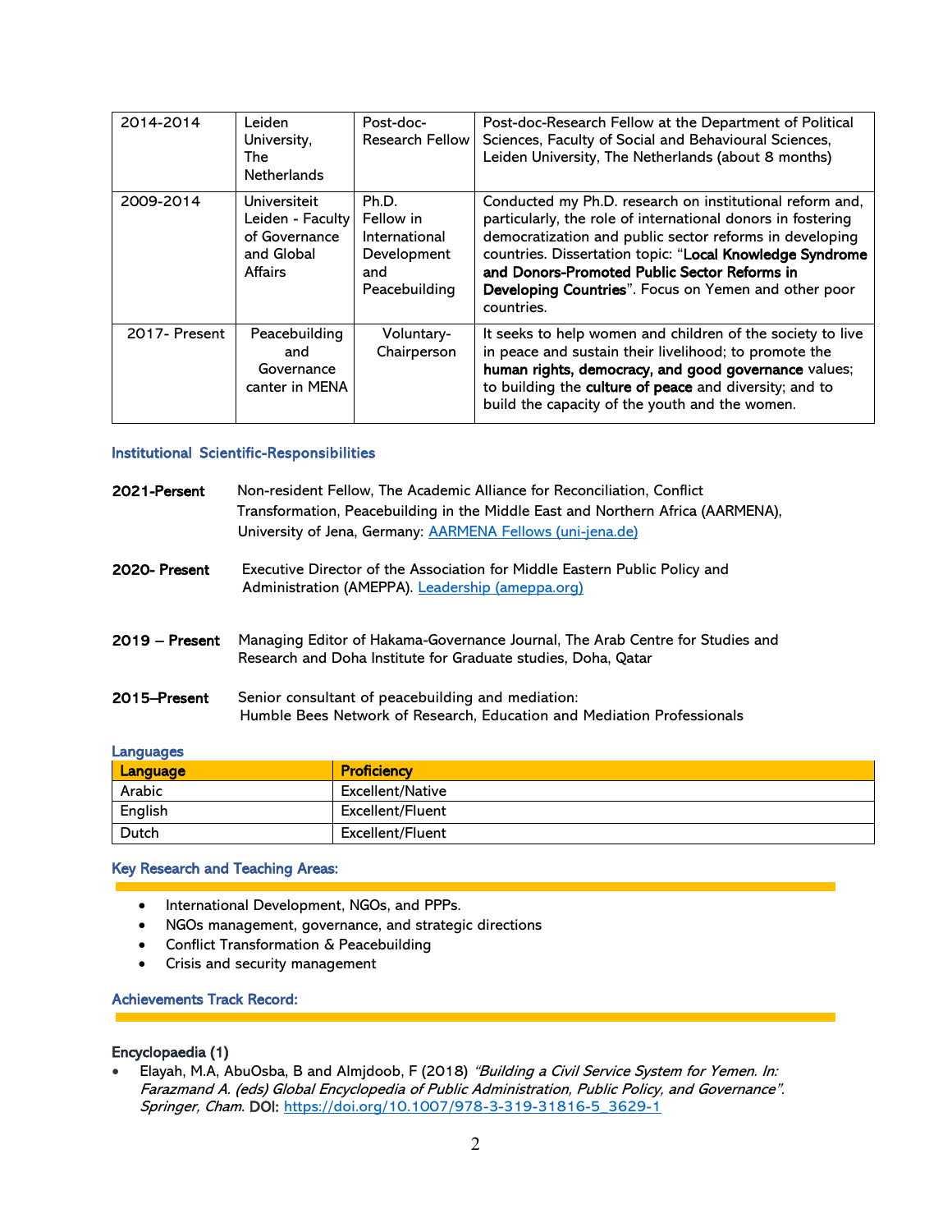| 2014-2014 | Leiden University, The Netherlands | Post-doc-Research Fellow | Post-doc-Research Fellow at the Department of Political Sciences, Faculty of Social and Behavioural Sciences, Leiden University, The Netherlands (about 8 months) |
|---|---|---|---|
| 2009-2014 | Universiteit Leiden - Faculty of Governance and Global Affairs | Ph.D. Fellow in International Development and Peacebuilding | Conducted my Ph.D. research on institutional reform and, particularly, the role of international donors in fostering democratization and public sector reforms in developing countries. Dissertation topic: "**Local Knowledge Syndrome and Donors-Promoted Public Sector Reforms in Developing Countries**". Focus on Yemen and other poor countries. |
| 2017- Present | Peacebuilding and Governance canter in MENA | Voluntary-Chairperson | It seeks to help women and children of the society to live in peace and sustain their livelihood; to promote the **human rights, democracy, and good governance** values; to building the **culture of peace** and diversity; and to build the capacity of the youth and the women. |

## Institutional Scientific-Responsibilities

**2021-Persent** Non-resident Fellow, The Academic Alliance for Reconciliation, Conflict Transformation, Peacebuilding in the Middle East and Northern Africa (AARMENA), University of Jena, Germany: [AARMENA Fellows (uni-jena.de)]

**2020- Present** Executive Director of the Association for Middle Eastern Public Policy and Administration (AMEPPA). [Leadership (ameppa.org)]

**2019 – Present** Managing Editor of Hakama-Governance Journal, The Arab Centre for Studies and Research and Doha Institute for Graduate studies, Doha, Qatar

**2015–Present** Senior consultant of peacebuilding and mediation: Humble Bees Network of Research, Education and Mediation Professionals

## Languages

| Language | Proficiency |
|---|---|
| Arabic | Excellent/Native |
| English | Excellent/Fluent |
| Dutch | Excellent/Fluent |

## Key Research and Teaching Areas:

- International Development, NGOs, and PPPs.
- NGOs management, governance, and strategic directions
- Conflict Transformation & Peacebuilding
- Crisis and security management

## Achievements Track Record:

### Encyclopaedia (1)

- Elayah, M.A, AbuOsba, B and Almjdoob, F (2018) *"Building a Civil Service System for Yemen. In: Farazmand A. (eds) Global Encyclopedia of Public Administration, Public Policy, and Governance". Springer, Cham.* **DOI:** https://doi.org/10.1007/978-3-319-31816-5_3629-1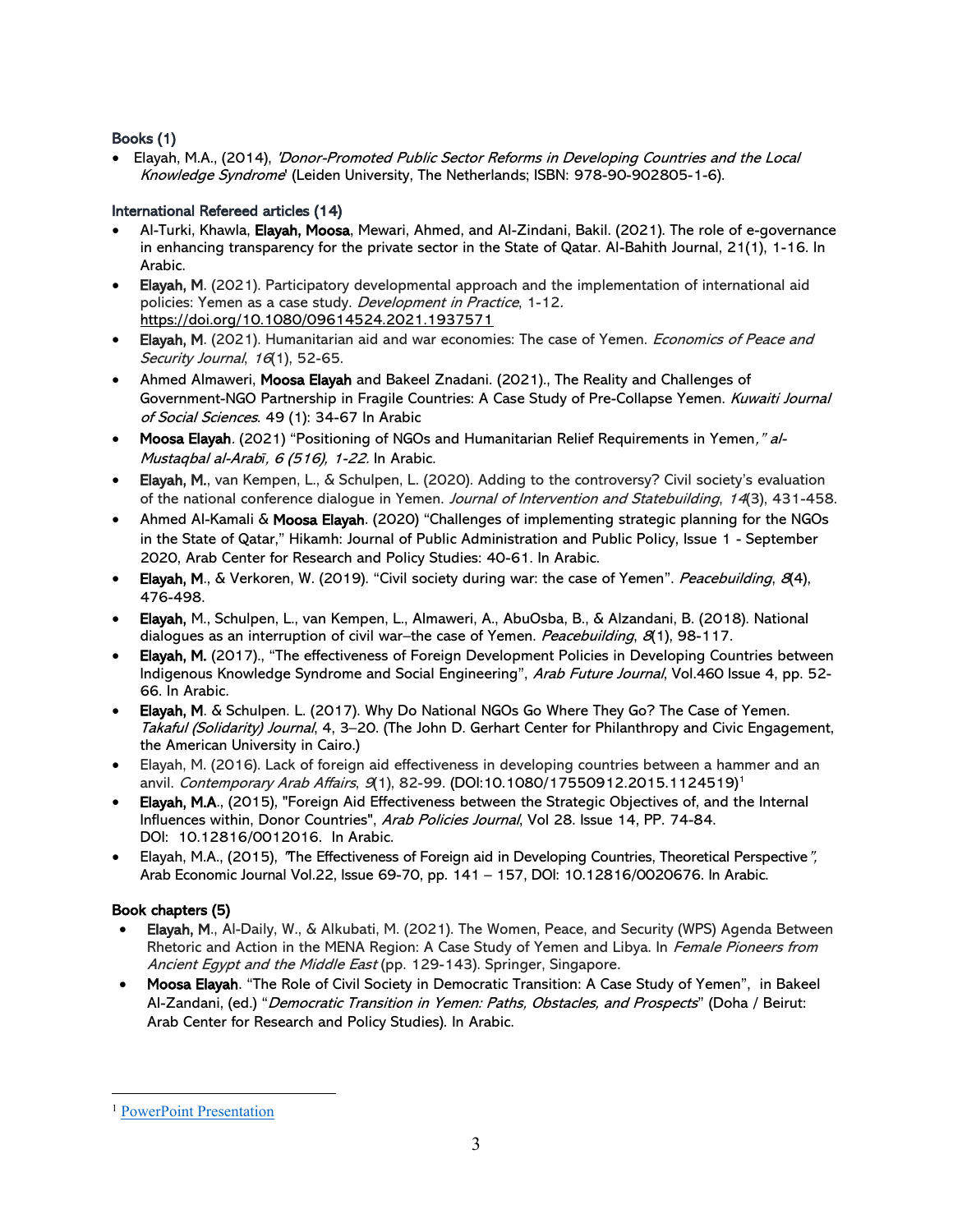**Books (1)**

- Elayah, M.A., (2014), *'Donor-Promoted Public Sector Reforms in Developing Countries and the Local Knowledge Syndrome'* (Leiden University, The Netherlands; ISBN: 978-90-902805-1-6).

**International Refereed articles (14)**

- Al-Turki, Khawla, **Elayah, Moosa**, Mewari, Ahmed, and Al-Zindani, Bakil. (2021). The role of e-governance in enhancing transparency for the private sector in the State of Qatar. Al-Bahith Journal, 21(1), 1-16. In Arabic.
- **Elayah, M**. (2021). Participatory developmental approach and the implementation of international aid policies: Yemen as a case study. *Development in Practice*, 1-12. https://doi.org/10.1080/09614524.2021.1937571
- **Elayah, M**. (2021). Humanitarian aid and war economies: The case of Yemen. *Economics of Peace and Security Journal*, *16*(1), 52-65.
- Ahmed Almaweri, **Moosa Elayah** and Bakeel Znadani. (2021)., The Reality and Challenges of Government-NGO Partnership in Fragile Countries: A Case Study of Pre-Collapse Yemen. *Kuwaiti Journal of Social Sciences*. 49 (1): 34-67 In Arabic
- **Moosa Elayah**. (2021) "Positioning of NGOs and Humanitarian Relief Requirements in Yemen*," al-Mustaqbal al-Arabī, 6 (516), 1-22.* In Arabic.
- **Elayah, M.**, van Kempen, L., & Schulpen, L. (2020). Adding to the controversy? Civil society's evaluation of the national conference dialogue in Yemen. *Journal of Intervention and Statebuilding*, *14*(3), 431-458.
- Ahmed Al-Kamali & **Moosa Elayah**. (2020) "Challenges of implementing strategic planning for the NGOs in the State of Qatar," Hikamh: Journal of Public Administration and Public Policy, Issue 1 - September 2020, Arab Center for Research and Policy Studies: 40-61. In Arabic.
- **Elayah, M.**, & Verkoren, W. (2019). "Civil society during war: the case of Yemen". *Peacebuilding*, *8*(4), 476-498.
- **Elayah,** M., Schulpen, L., van Kempen, L., Almaweri, A., AbuOsba, B., & Alzandani, B. (2018). National dialogues as an interruption of civil war–the case of Yemen. *Peacebuilding*, *8*(1), 98-117.
- **Elayah, M.** (2017)., "The effectiveness of Foreign Development Policies in Developing Countries between Indigenous Knowledge Syndrome and Social Engineering", *Arab Future Journal*, Vol.460 Issue 4, pp. 52-66. In Arabic.
- **Elayah, M**. & Schulpen. L. (2017). Why Do National NGOs Go Where They Go? The Case of Yemen. *Takaful (Solidarity) Journal*, 4, 3–20. (The John D. Gerhart Center for Philanthropy and Civic Engagement, the American University in Cairo.)
- Elayah, M. (2016). Lack of foreign aid effectiveness in developing countries between a hammer and an anvil. *Contemporary Arab Affairs*, *9*(1), 82-99. (DOI:10.1080/17550912.2015.1124519)[1]
- **Elayah, M.A**., (2015), "Foreign Aid Effectiveness between the Strategic Objectives of, and the Internal Influences within, Donor Countries", *Arab Policies Journal*, Vol 28. Issue 14, PP. 74-84. DOI: 10.12816/0012016. In Arabic.
- Elayah, M.A., (2015), 'The Effectiveness of Foreign aid in Developing Countries, Theoretical Perspective*",* Arab Economic Journal Vol.22, Issue 69-70, pp. 141 – 157, DOI: 10.12816/0020676. In Arabic.

**Book chapters (5)**

- **Elayah, M**., Al-Daily, W., & Alkubati, M. (2021). The Women, Peace, and Security (WPS) Agenda Between Rhetoric and Action in the MENA Region: A Case Study of Yemen and Libya. In *Female Pioneers from Ancient Egypt and the Middle East* (pp. 129-143). Springer, Singapore.
- **Moosa Elayah**. "The Role of Civil Society in Democratic Transition: A Case Study of Yemen", in Bakeel Al-Zandani, (ed.) "*Democratic Transition in Yemen: Paths, Obstacles, and Prospects*" (Doha / Beirut: Arab Center for Research and Policy Studies). In Arabic.

---

[1] PowerPoint Presentation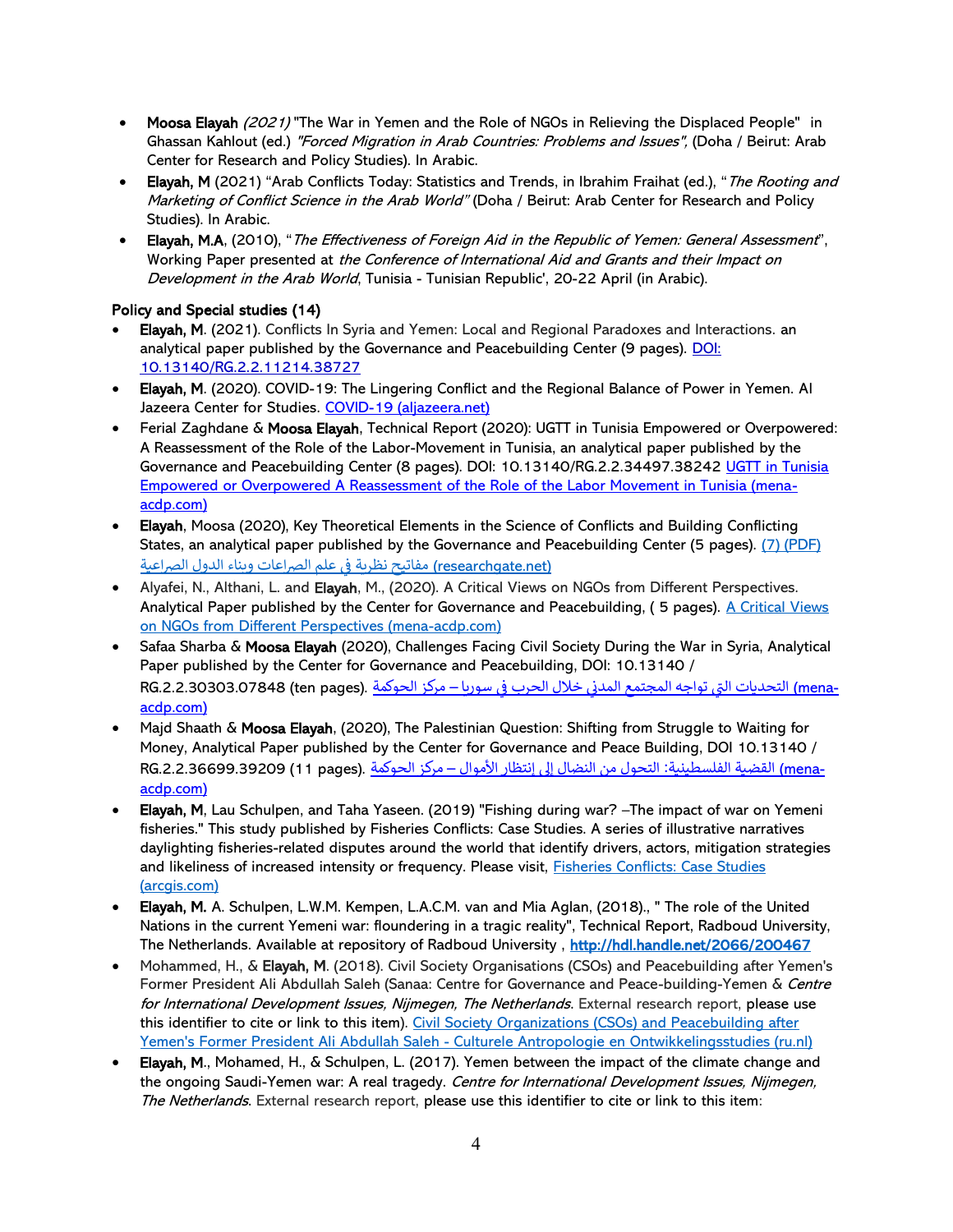- **Moosa Elayah** *(2021)* "The War in Yemen and the Role of NGOs in Relieving the Displaced People" in Ghassan Kahlout (ed.) *"Forced Migration in Arab Countries: Problems and Issues",* (Doha / Beirut: Arab Center for Research and Policy Studies). In Arabic.
- **Elayah, M** (2021) "Arab Conflicts Today: Statistics and Trends, in Ibrahim Fraihat (ed.), "*The Rooting and Marketing of Conflict Science in the Arab World"* (Doha / Beirut: Arab Center for Research and Policy Studies). In Arabic.
- **Elayah, M.A**, (2010), "*The Effectiveness of Foreign Aid in the Republic of Yemen: General Assessment*", Working Paper presented at *the Conference of International Aid and Grants and their Impact on Development in the Arab World*, Tunisia - Tunisian Republic', 20-22 April (in Arabic).

**Policy and Special studies (14)**

- **Elayah, M**. (2021). Conflicts In Syria and Yemen: Local and Regional Paradoxes and Interactions. an analytical paper published by the Governance and Peacebuilding Center (9 pages). DOI: 10.13140/RG.2.2.11214.38727
- **Elayah, M**. (2020). COVID-19: The Lingering Conflict and the Regional Balance of Power in Yemen. Al Jazeera Center for Studies. COVID-19 (aljazeera.net)
- Ferial Zaghdane & **Moosa Elayah**, Technical Report (2020): UGTT in Tunisia Empowered or Overpowered: A Reassessment of the Role of the Labor-Movement in Tunisia, an analytical paper published by the Governance and Peacebuilding Center (8 pages). DOI: 10.13140/RG.2.2.34497.38242 UGTT in Tunisia Empowered or Overpowered A Reassessment of the Role of the Labor Movement in Tunisia (mena-acdp.com)
- **Elayah**, Moosa (2020), Key Theoretical Elements in the Science of Conflicts and Building Conflicting States, an analytical paper published by the Governance and Peacebuilding Center (5 pages). (7) (PDF) مفاتيح نظرية في علم الصراعات وبناء الدول الصراعية (researchgate.net)
- Alyafei, N., Althani, L. and **Elayah**, M., (2020). A Critical Views on NGOs from Different Perspectives. Analytical Paper published by the Center for Governance and Peacebuilding, ( 5 pages). A Critical Views on NGOs from Different Perspectives (mena-acdp.com)
- Safaa Sharba & **Moosa Elayah** (2020), Challenges Facing Civil Society During the War in Syria, Analytical Paper published by the Center for Governance and Peacebuilding, DOI: 10.13140 / RG.2.2.30303.07848 (ten pages). التحديات التي تواجه المجتمع المدني خلال الحرب في سوريا – مركز الحوكمة (mena-acdp.com)
- Majd Shaath & **Moosa Elayah**, (2020), The Palestinian Question: Shifting from Struggle to Waiting for Money, Analytical Paper published by the Center for Governance and Peace Building, DOI 10.13140 / RG.2.2.36699.39209 (11 pages). القضية الفلسطينية: التحول من النضال إلى إنتظار الأموال – مركز الحوكمة (mena-acdp.com)
- **Elayah, M**, Lau Schulpen, and Taha Yaseen. (2019) "Fishing during war? –The impact of war on Yemeni fisheries." This study published by Fisheries Conflicts: Case Studies. A series of illustrative narratives daylighting fisheries-related disputes around the world that identify drivers, actors, mitigation strategies and likeliness of increased intensity or frequency. Please visit, Fisheries Conflicts: Case Studies (arcgis.com)
- **Elayah, M.** A. Schulpen, L.W.M. Kempen, L.A.C.M. van and Mia Aglan, (2018)., " The role of the United Nations in the current Yemeni war: floundering in a tragic reality", Technical Report, Radboud University, The Netherlands. Available at repository of Radboud University , **http://hdl.handle.net/2066/200467**
- Mohammed, H., & **Elayah, M**. (2018). Civil Society Organisations (CSOs) and Peacebuilding after Yemen's Former President Ali Abdullah Saleh (Sanaa: Centre for Governance and Peace-building-Yemen & *Centre for International Development Issues, Nijmegen, The Netherlands*. External research report, please use this identifier to cite or link to this item). Civil Society Organizations (CSOs) and Peacebuilding after Yemen's Former President Ali Abdullah Saleh - Culturele Antropologie en Ontwikkelingsstudies (ru.nl)
- **Elayah, M**., Mohamed, H., & Schulpen, L. (2017). Yemen between the impact of the climate change and the ongoing Saudi-Yemen war: A real tragedy. *Centre for International Development Issues, Nijmegen, The Netherlands*. External research report, please use this identifier to cite or link to this item: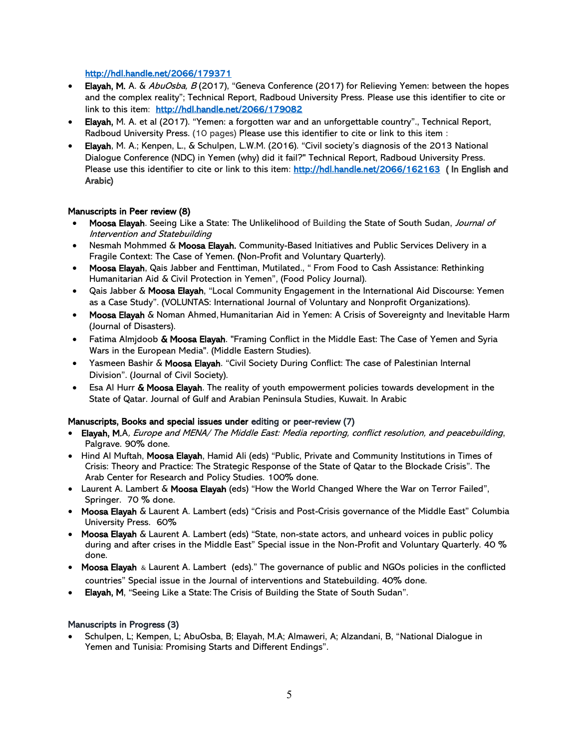http://hdl.handle.net/2066/179371

- **Elayah, M.** A. & *AbuOsba, B* (2017), "Geneva Conference (2017) for Relieving Yemen: between the hopes and the complex reality"; Technical Report, Radboud University Press. Please use this identifier to cite or link to this item: **http://hdl.handle.net/2066/179082**
- **Elayah,** M. A. et al (2017). "Yemen: a forgotten war and an unforgettable country"., Technical Report, Radboud University Press. (10 pages) Please use this identifier to cite or link to this item :
- **Elayah**, M. A.; Kenpen, L., & Schulpen, L.W.M. (2016). "Civil society's diagnosis of the 2013 National Dialogue Conference (NDC) in Yemen (why) did it fail?" Technical Report, Radboud University Press. Please use this identifier to cite or link to this item: **http://hdl.handle.net/2066/162163** **( In English and Arabic)**

**Manuscripts in Peer review (8)**

- **Moosa Elayah**. Seeing Like a State: The Unlikelihood of Building the State of South Sudan, *Journal of Intervention and Statebuilding*
- Nesmah Mohmmed & **Moosa Elayah.** Community-Based Initiatives and Public Services Delivery in a Fragile Context: The Case of Yemen. **(**Non-Profit and Voluntary Quarterly).
- **Moosa Elayah**, Qais Jabber and Fenttiman, Mutilated., " From Food to Cash Assistance: Rethinking Humanitarian Aid & Civil Protection in Yemen", (Food Policy Journal).
- Qais Jabber & **Moosa Elayah**, "Local Community Engagement in the International Aid Discourse: Yemen as a Case Study". (VOLUNTAS: International Journal of Voluntary and Nonprofit Organizations).
- **Moosa Elayah** & Noman Ahmed, Humanitarian Aid in Yemen: A Crisis of Sovereignty and Inevitable Harm (Journal of Disasters).
- Fatima Almjdoob **& Moosa Elayah**. "Framing Conflict in the Middle East: The Case of Yemen and Syria Wars in the European Media". (Middle Eastern Studies).
- Yasmeen Bashir & **Moosa Elayah**. "Civil Society During Conflict: The case of Palestinian Internal Division". (Journal of Civil Society).
- Esa Al Hurr **& Moosa Elayah**. The reality of youth empowerment policies towards development in the State of Qatar. Journal of Gulf and Arabian Peninsula Studies, Kuwait. In Arabic

**Manuscripts, Books and special issues under editing or peer-review (7)**

- **Elayah, M.**A, *Europe and MENA/ The Middle East: Media reporting, conflict resolution, and peacebuilding*, Palgrave. 90% done.
- Hind Al Muftah, **Moosa Elayah**, Hamid Ali (eds) "Public, Private and Community Institutions in Times of Crisis: Theory and Practice: The Strategic Response of the State of Qatar to the Blockade Crisis". The Arab Center for Research and Policy Studies. 100% done.
- Laurent A. Lambert & **Moosa Elayah** (eds) "How the World Changed Where the War on Terror Failed", Springer. 70 % done.
- **Moosa Elayah** & Laurent A. Lambert (eds) "Crisis and Post-Crisis governance of the Middle East" Columbia University Press. 60%
- **Moosa Elayah** & Laurent A. Lambert (eds) "State, non-state actors, and unheard voices in public policy during and after crises in the Middle East" Special issue in the Non-Profit and Voluntary Quarterly. 40 % done.
- **Moosa Elayah** & Laurent A. Lambert (eds)." The governance of public and NGOs policies in the conflicted countries" Special issue in the Journal of interventions and Statebuilding. 40% done.
- **Elayah, M**, "Seeing Like a State: The Crisis of Building the State of South Sudan".

**Manuscripts in Progress (3)**

- Schulpen, L; Kempen, L; AbuOsba, B; Elayah, M.A; Almaweri, A; Alzandani, B, "National Dialogue in Yemen and Tunisia: Promising Starts and Different Endings".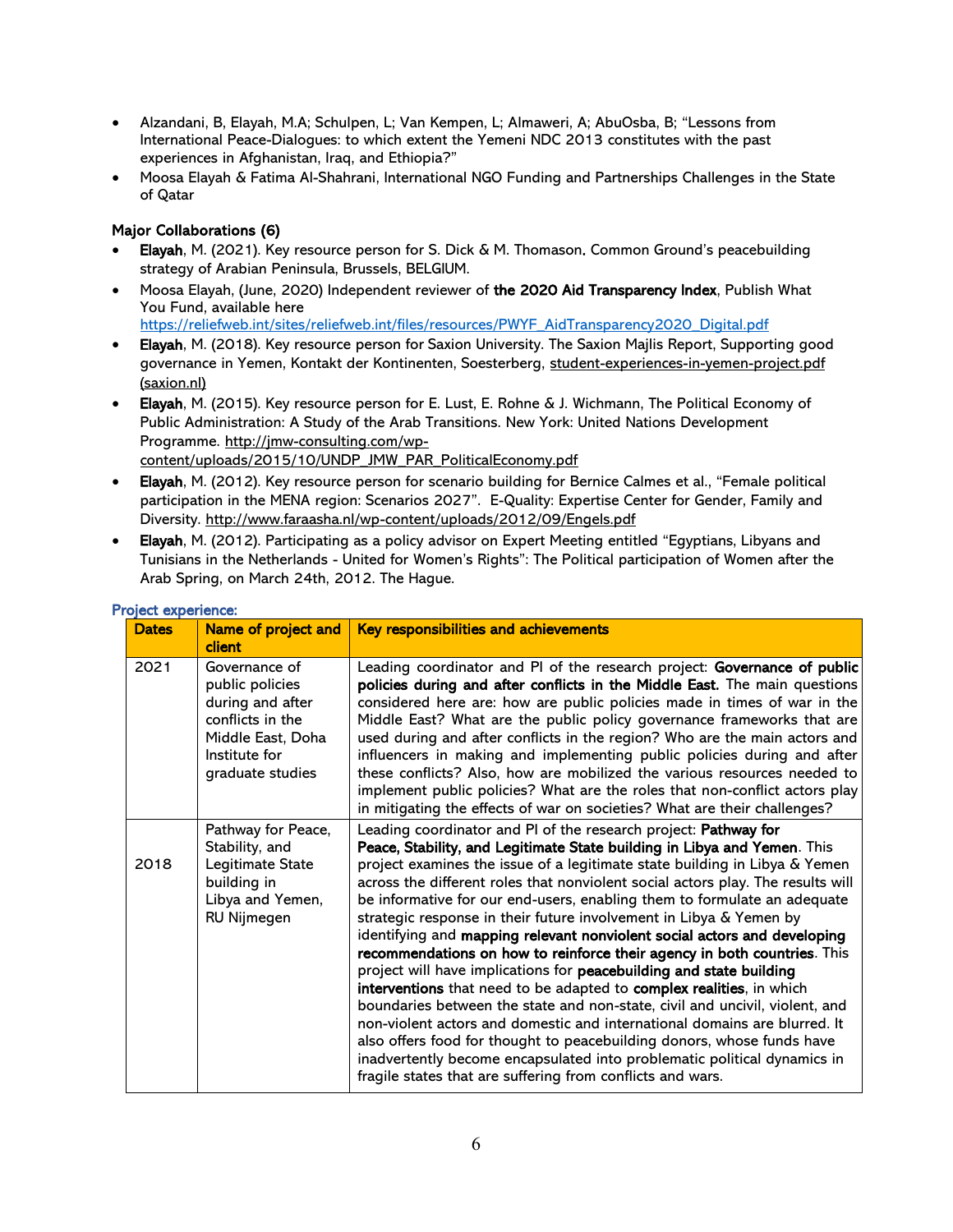- Alzandani, B, Elayah, M.A; Schulpen, L; Van Kempen, L; Almaweri, A; AbuOsba, B; "Lessons from International Peace-Dialogues: to which extent the Yemeni NDC 2013 constitutes with the past experiences in Afghanistan, Iraq, and Ethiopia?"
- Moosa Elayah & Fatima Al-Shahrani, International NGO Funding and Partnerships Challenges in the State of Qatar

**Major Collaborations (6)**

- **Elayah**, M. (2021). Key resource person for S. Dick & M. Thomason. Common Ground's peacebuilding strategy of Arabian Peninsula, Brussels, BELGIUM.
- Moosa Elayah, (June, 2020) Independent reviewer of **the 2020 Aid Transparency Index**, Publish What You Fund, available here https://reliefweb.int/sites/reliefweb.int/files/resources/PWYF_AidTransparency2020_Digital.pdf
- **Elayah**, M. (2018). Key resource person for Saxion University. The Saxion Majlis Report, Supporting good governance in Yemen, Kontakt der Kontinenten, Soesterberg, student-experiences-in-yemen-project.pdf (saxion.nl)
- **Elayah**, M. (2015). Key resource person for E. Lust, E. Rohne & J. Wichmann, The Political Economy of Public Administration: A Study of the Arab Transitions. New York: United Nations Development Programme. http://jmw-consulting.com/wp-content/uploads/2015/10/UNDP_JMW_PAR_PoliticalEconomy.pdf
- **Elayah**, M. (2012). Key resource person for scenario building for Bernice Calmes et al., "Female political participation in the MENA region: Scenarios 2027". E-Quality: Expertise Center for Gender, Family and Diversity. http://www.faraasha.nl/wp-content/uploads/2012/09/Engels.pdf
- **Elayah**, M. (2012). Participating as a policy advisor on Expert Meeting entitled "Egyptians, Libyans and Tunisians in the Netherlands - United for Women's Rights": The Political participation of Women after the Arab Spring, on March 24th, 2012. The Hague.

**Project experience:**

| Dates | Name of project and client | Key responsibilities and achievements |
|---|---|---|
| 2021 | Governance of public policies during and after conflicts in the Middle East, Doha Institute for graduate studies | Leading coordinator and PI of the research project: **Governance of public policies during and after conflicts in the Middle East.** The main questions considered here are: how are public policies made in times of war in the Middle East? What are the public policy governance frameworks that are used during and after conflicts in the region? Who are the main actors and influencers in making and implementing public policies during and after these conflicts? Also, how are mobilized the various resources needed to implement public policies? What are the roles that non-conflict actors play in mitigating the effects of war on societies? What are their challenges? |
| 2018 | Pathway for Peace, Stability, and Legitimate State building in Libya and Yemen, RU Nijmegen | Leading coordinator and PI of the research project: **Pathway for Peace, Stability, and Legitimate State building in Libya and Yemen**. This project examines the issue of a legitimate state building in Libya & Yemen across the different roles that nonviolent social actors play. The results will be informative for our end-users, enabling them to formulate an adequate strategic response in their future involvement in Libya & Yemen by identifying and **mapping relevant nonviolent social actors and developing recommendations on how to reinforce their agency in both countries**. This project will have implications for **peacebuilding and state building interventions** that need to be adapted to **complex realities**, in which boundaries between the state and non-state, civil and uncivil, violent, and non-violent actors and domestic and international domains are blurred. It also offers food for thought to peacebuilding donors, whose funds have inadvertently become encapsulated into problematic political dynamics in fragile states that are suffering from conflicts and wars. |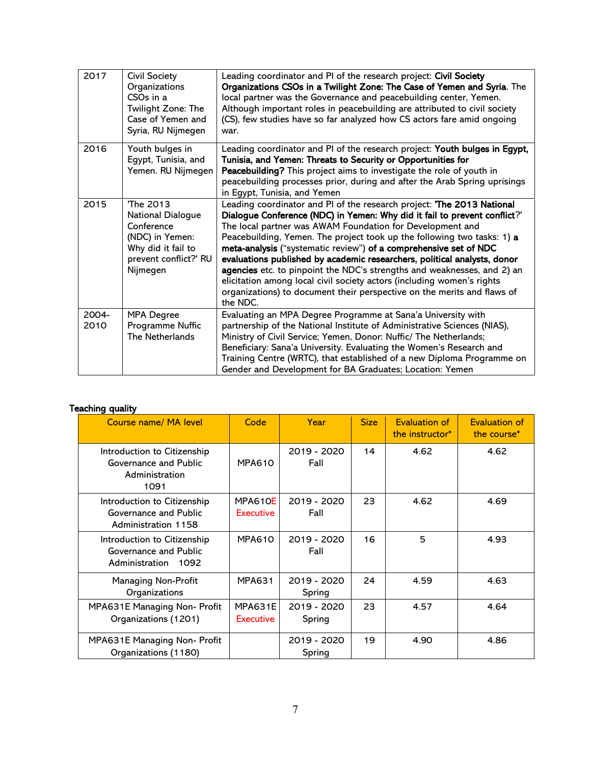| 2017 | Civil Society Organizations CSOs in a Twilight Zone: The Case of Yemen and Syria, RU Nijmegen | Leading coordinator and PI of the research project: **Civil Society Organizations CSOs in a Twilight Zone: The Case of Yemen and Syria**. The local partner was the Governance and peacebuilding center, Yemen. Although important roles in peacebuilding are attributed to civil society (CS), few studies have so far analyzed how CS actors fare amid ongoing war. |
|---|---|---|
| 2016 | Youth bulges in Egypt, Tunisia, and Yemen. RU Nijmegen | Leading coordinator and PI of the research project: **Youth bulges in Egypt, Tunisia, and Yemen: Threats to Security or Opportunities for Peacebuilding?** This project aims to investigate the role of youth in peacebuilding processes prior, during and after the Arab Spring uprisings in Egypt, Tunisia, and Yemen |
| 2015 | 'The 2013 National Dialogue Conference (NDC) in Yemen: Why did it fail to prevent conflict?' RU Nijmegen | Leading coordinator and PI of the research project: **'The 2013 National Dialogue Conference (NDC) in Yemen: Why did it fail to prevent conflict**?' The local partner was AWAM Foundation for Development and Peacebuilding, Yemen. The project took up the following two tasks: 1) **a meta-analysis** ("systematic review") **of a comprehensive set of NDC evaluations published by academic researchers, political analysts, donor agencies** etc. to pinpoint the NDC's strengths and weaknesses, and 2) an elicitation among local civil society actors (including women's rights organizations) to document their perspective on the merits and flaws of the NDC. |
| 2004-2010 | MPA Degree Programme Nuffic The Netherlands | Evaluating an MPA Degree Programme at Sana'a University with partnership of the National Institute of Administrative Sciences (NIAS), Ministry of Civil Service; Yemen, Donor: Nuffic/ The Netherlands; Beneficiary: Sana'a University. Evaluating the Women's Research and Training Centre (WRTC), that established of a new Diploma Programme on Gender and Development for BA Graduates; Location: Yemen |

**Teaching quality**

| Course name/ MA level | Code | Year | Size | Evaluation of the instructor* | Evaluation of the course* |
|---|---|---|---|---|---|
| Introduction to Citizenship Governance and Public Administration 1091 | MPA610 | 2019 - 2020 Fall | 14 | 4.62 | 4.62 |
| Introduction to Citizenship Governance and Public Administration 1158 | MPA610E Executive | 2019 - 2020 Fall | 23 | 4.62 | 4.69 |
| Introduction to Citizenship Governance and Public Administration 1092 | MPA610 | 2019 - 2020 Fall | 16 | 5 | 4.93 |
| Managing Non-Profit Organizations | MPA631 | 2019 - 2020 Spring | 24 | 4.59 | 4.63 |
| MPA631E Managing Non- Profit Organizations (1201) | MPA631E Executive | 2019 - 2020 Spring | 23 | 4.57 | 4.64 |
| MPA631E Managing Non- Profit Organizations (1180) | | 2019 - 2020 Spring | 19 | 4.90 | 4.86 |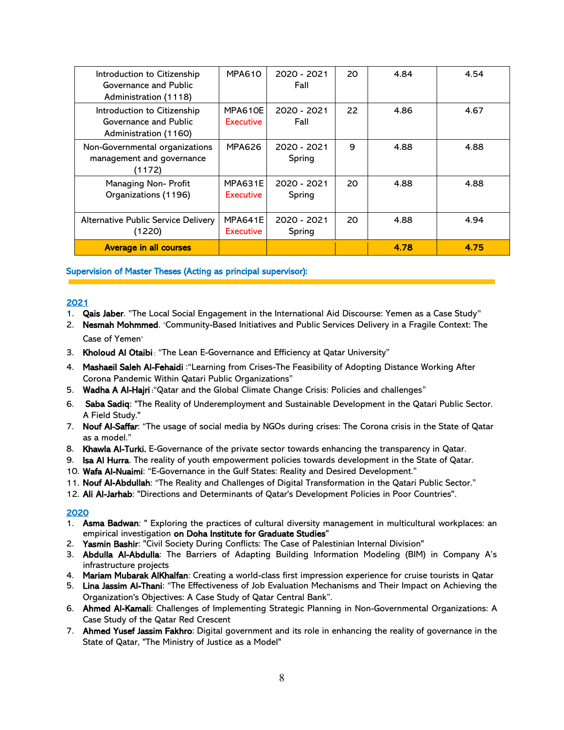| Introduction to Citizenship Governance and Public Administration (1118) | MPA610 | 2020 - 2021 Fall | 20 | 4.84 | 4.54 |
|---|---|---|---|---|---|
| Introduction to Citizenship Governance and Public Administration (1160) | MPA610E Executive | 2020 - 2021 Fall | 22 | 4.86 | 4.67 |
| Non-Governmental organizations management and governance (1172) | MPA626 | 2020 - 2021 Spring | 9 | 4.88 | 4.88 |
| Managing Non- Profit Organizations (1196) | MPA631E Executive | 2020 - 2021 Spring | 20 | 4.88 | 4.88 |
| Alternative Public Service Delivery (1220) | MPA641E Executive | 2020 - 2021 Spring | 20 | 4.88 | 4.94 |
| **Average in all courses** | | | | **4.78** | **4.75** |

## Supervision of Master Theses (Acting as principal supervisor):

### 2021

1. **Qais Jaber**. "The Local Social Engagement in the International Aid Discourse: Yemen as a Case Study"
2. **Nesmah Mohmmed**. "Community-Based Initiatives and Public Services Delivery in a Fragile Context: The Case of Yemen"
3. **Kholoud Al Otaibi**: "The Lean E-Governance and Efficiency at Qatar University"
4. **Mashaeil Saleh Al-Fehaidi** :"Learning from Crises-The Feasibility of Adopting Distance Working After Corona Pandemic Within Qatari Public Organizations"
5. **Wadha A Al-Hajri**:"Qatar and the Global Climate Change Crisis: Policies and challenges"
6. **Saba Sadiq**: "The Reality of Underemployment and Sustainable Development in the Qatari Public Sector. A Field Study."
7. **Nouf Al-Saffar**: "The usage of social media by NGOs during crises: The Corona crisis in the State of Qatar as a model."
8. **Khawla Al-Turki.** E-Governance of the private sector towards enhancing the transparency in Qatar.
9. **Isa Al Hurra**. The reality of youth empowerment policies towards development in the State of Qatar.
10. **Wafa Al-Nuaimi**: "E-Governance in the Gulf States: Reality and Desired Development."
11. **Nouf Al-Abdullah**: "The Reality and Challenges of Digital Transformation in the Qatari Public Sector."
12. **Ali Al-Jarhab**: "Directions and Determinants of Qatar's Development Policies in Poor Countries".

### 2020

1. **Asma Badwan**: " Exploring the practices of cultural diversity management in multicultural workplaces: an empirical investigation **on Doha Institute for Graduate Studies**"
2. **Yasmin Bashir**: "Civil Society During Conflicts: The Case of Palestinian Internal Division"
3. **Abdulla Al-Abdulla**: The Barriers of Adapting Building Information Modeling (BIM) in Company A's infrastructure projects
4. **Mariam Mubarak AlKhalfan**: Creating a world-class first impression experience for cruise tourists in Qatar
5. **Lina Jassim Al-Thani**: "The Effectiveness of Job Evaluation Mechanisms and Their Impact on Achieving the Organization's Objectives: A Case Study of Qatar Central Bank".
6. **Ahmed Al-Kamali**: Challenges of Implementing Strategic Planning in Non-Governmental Organizations: A Case Study of the Qatar Red Crescent
7. **Ahmed Yusef Jassim Fakhro**: Digital government and its role in enhancing the reality of governance in the State of Qatar, "The Ministry of Justice as a Model"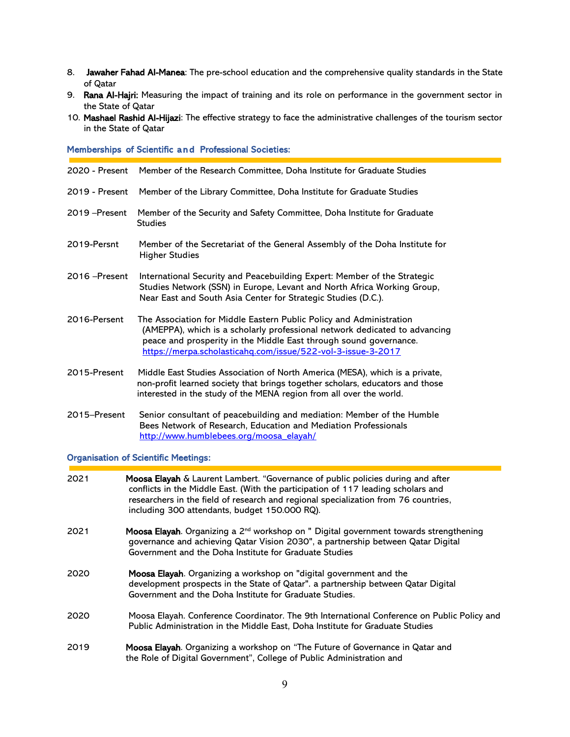8. **Jawaher Fahad Al-Manea**: The pre-school education and the comprehensive quality standards in the State of Qatar
9. **Rana Al-Hajri:** Measuring the impact of training and its role on performance in the government sector in the State of Qatar
10. **Mashael Rashid Al-Hijazi**: The effective strategy to face the administrative challenges of the tourism sector in the State of Qatar

## Memberships of Scientific and Professional Societies:

2020 - Present Member of the Research Committee, Doha Institute for Graduate Studies

2019 - Present Member of the Library Committee, Doha Institute for Graduate Studies

2019 –Present Member of the Security and Safety Committee, Doha Institute for Graduate Studies

2019-Persnt Member of the Secretariat of the General Assembly of the Doha Institute for Higher Studies

2016 –Present International Security and Peacebuilding Expert: Member of the Strategic Studies Network (SSN) in Europe, Levant and North Africa Working Group, Near East and South Asia Center for Strategic Studies (D.C.).

2016-Persent The Association for Middle Eastern Public Policy and Administration (AMEPPA), which is a scholarly professional network dedicated to advancing peace and prosperity in the Middle East through sound governance. https://merpa.scholasticahq.com/issue/522-vol-3-issue-3-2017

2015-Present Middle East Studies Association of North America (MESA), which is a private, non-profit learned society that brings together scholars, educators and those interested in the study of the MENA region from all over the world.

2015–Present Senior consultant of peacebuilding and mediation: Member of the Humble Bees Network of Research, Education and Mediation Professionals http://www.humblebees.org/moosa_elayah/

## Organisation of Scientific Meetings:

2021 **Moosa Elayah** & Laurent Lambert. "Governance of public policies during and after conflicts in the Middle East. (With the participation of 117 leading scholars and researchers in the field of research and regional specialization from 76 countries, including 300 attendants, budget 150.000 RQ).

2021 **Moosa Elayah**. Organizing a 2nd workshop on " Digital government towards strengthening governance and achieving Qatar Vision 2030", a partnership between Qatar Digital Government and the Doha Institute for Graduate Studies

2020 **Moosa Elayah**. Organizing a workshop on "digital government and the development prospects in the State of Qatar". a partnership between Qatar Digital Government and the Doha Institute for Graduate Studies.

2020 Moosa Elayah. Conference Coordinator. The 9th International Conference on Public Policy and Public Administration in the Middle East, Doha Institute for Graduate Studies

2019 **Moosa Elayah**. Organizing a workshop on "The Future of Governance in Qatar and the Role of Digital Government", College of Public Administration and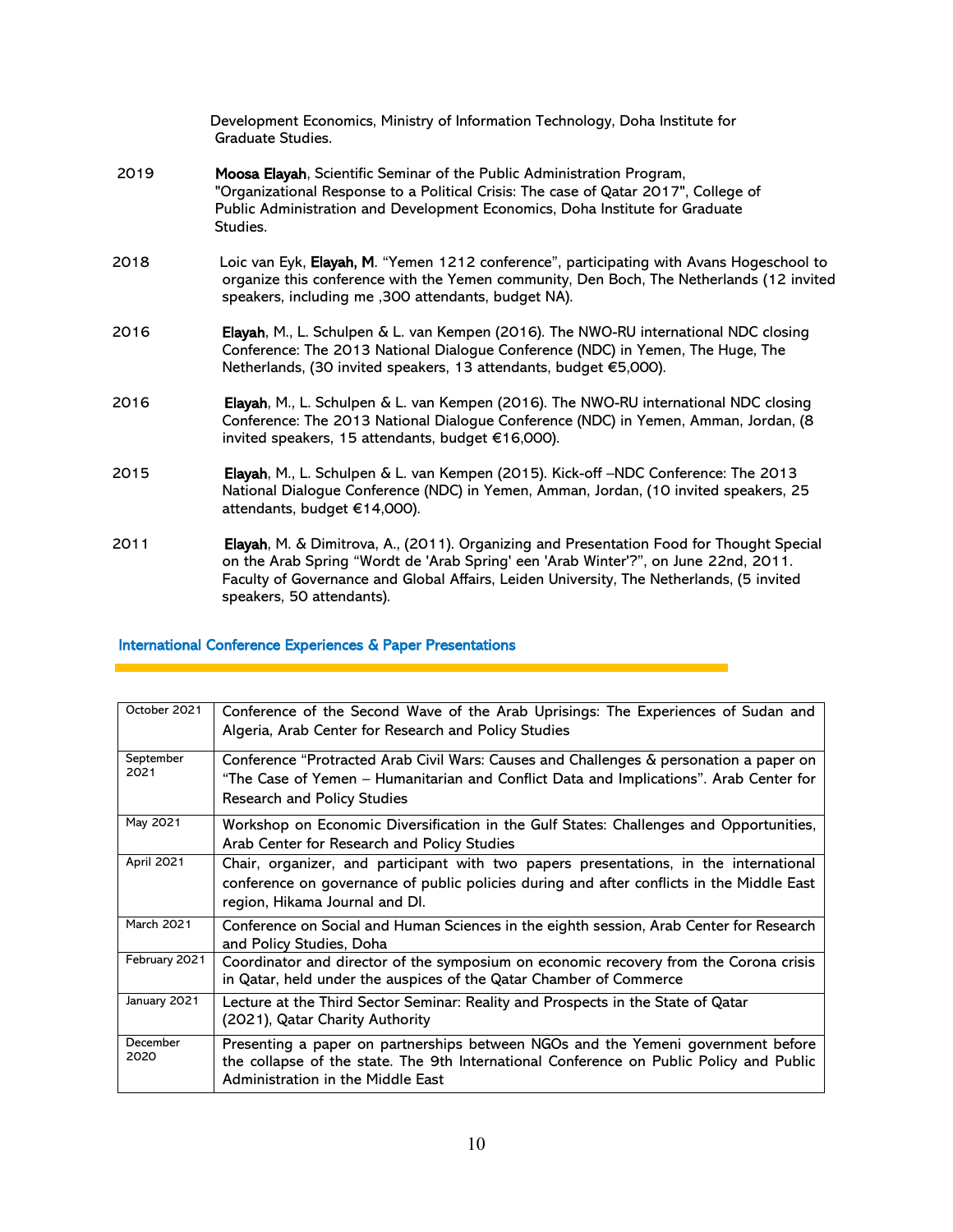Development Economics, Ministry of Information Technology, Doha Institute for Graduate Studies.

2019 **Moosa Elayah**, Scientific Seminar of the Public Administration Program, "Organizational Response to a Political Crisis: The case of Qatar 2017", College of Public Administration and Development Economics, Doha Institute for Graduate Studies.

2018 Loic van Eyk, **Elayah, M**. "Yemen 1212 conference", participating with Avans Hogeschool to organize this conference with the Yemen community, Den Boch, The Netherlands (12 invited speakers, including me ,300 attendants, budget NA).

2016 **Elayah**, M., L. Schulpen & L. van Kempen (2016). The NWO-RU international NDC closing Conference: The 2013 National Dialogue Conference (NDC) in Yemen, The Huge, The Netherlands, (30 invited speakers, 13 attendants, budget €5,000).

2016 **Elayah**, M., L. Schulpen & L. van Kempen (2016). The NWO-RU international NDC closing Conference: The 2013 National Dialogue Conference (NDC) in Yemen, Amman, Jordan, (8 invited speakers, 15 attendants, budget €16,000).

2015 **Elayah**, M., L. Schulpen & L. van Kempen (2015). Kick-off –NDC Conference: The 2013 National Dialogue Conference (NDC) in Yemen, Amman, Jordan, (10 invited speakers, 25 attendants, budget €14,000).

2011 **Elayah**, M. & Dimitrova, A., (2011). Organizing and Presentation Food for Thought Special on the Arab Spring "Wordt de 'Arab Spring' een 'Arab Winter'?", on June 22nd, 2011. Faculty of Governance and Global Affairs, Leiden University, The Netherlands, (5 invited speakers, 50 attendants).

## International Conference Experiences & Paper Presentations

| | |
|---|---|
| October 2021 | Conference of the Second Wave of the Arab Uprisings: The Experiences of Sudan and Algeria, Arab Center for Research and Policy Studies |
| September 2021 | Conference "Protracted Arab Civil Wars: Causes and Challenges & personation a paper on "The Case of Yemen – Humanitarian and Conflict Data and Implications". Arab Center for Research and Policy Studies |
| May 2021 | Workshop on Economic Diversification in the Gulf States: Challenges and Opportunities, Arab Center for Research and Policy Studies |
| April 2021 | Chair, organizer, and participant with two papers presentations, in the international conference on governance of public policies during and after conflicts in the Middle East region, Hikama Journal and DI. |
| March 2021 | Conference on Social and Human Sciences in the eighth session, Arab Center for Research and Policy Studies, Doha |
| February 2021 | Coordinator and director of the symposium on economic recovery from the Corona crisis in Qatar, held under the auspices of the Qatar Chamber of Commerce |
| January 2021 | Lecture at the Third Sector Seminar: Reality and Prospects in the State of Qatar (2021), Qatar Charity Authority |
| December 2020 | Presenting a paper on partnerships between NGOs and the Yemeni government before the collapse of the state. The 9th International Conference on Public Policy and Public Administration in the Middle East |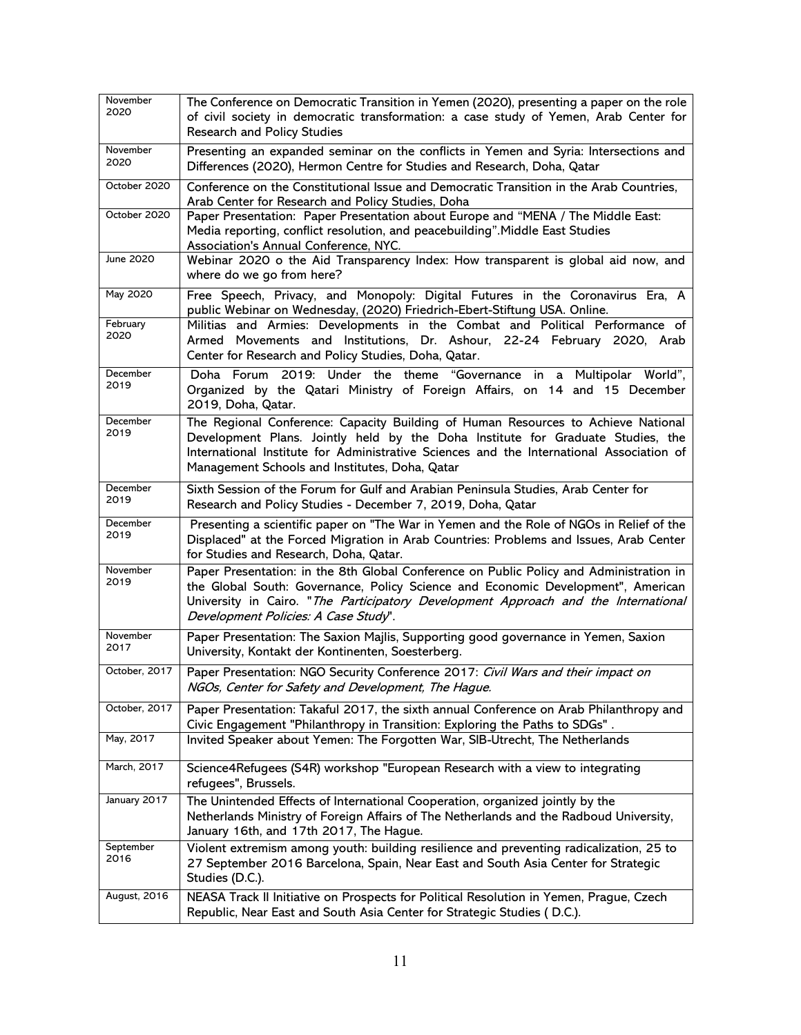| | |
|---|---|
| November 2020 | The Conference on Democratic Transition in Yemen (2020), presenting a paper on the role of civil society in democratic transformation: a case study of Yemen, Arab Center for Research and Policy Studies |
| November 2020 | Presenting an expanded seminar on the conflicts in Yemen and Syria: Intersections and Differences (2020), Hermon Centre for Studies and Research, Doha, Qatar |
| October 2020 | Conference on the Constitutional Issue and Democratic Transition in the Arab Countries, Arab Center for Research and Policy Studies, Doha |
| October 2020 | Paper Presentation: Paper Presentation about Europe and "MENA / The Middle East: Media reporting, conflict resolution, and peacebuilding".Middle East Studies Association's Annual Conference, NYC. |
| June 2020 | Webinar 2020 o the Aid Transparency Index: How transparent is global aid now, and where do we go from here? |
| May 2020 | Free Speech, Privacy, and Monopoly: Digital Futures in the Coronavirus Era, A public Webinar on Wednesday, (2020) Friedrich-Ebert-Stiftung USA. Online. |
| February 2020 | Militias and Armies: Developments in the Combat and Political Performance of Armed Movements and Institutions, Dr. Ashour, 22-24 February 2020, Arab Center for Research and Policy Studies, Doha, Qatar. |
| December 2019 | Doha Forum 2019: Under the theme "Governance in a Multipolar World", Organized by the Qatari Ministry of Foreign Affairs, on 14 and 15 December 2019, Doha, Qatar. |
| December 2019 | The Regional Conference: Capacity Building of Human Resources to Achieve National Development Plans. Jointly held by the Doha Institute for Graduate Studies, the International Institute for Administrative Sciences and the International Association of Management Schools and Institutes, Doha, Qatar |
| December 2019 | Sixth Session of the Forum for Gulf and Arabian Peninsula Studies, Arab Center for Research and Policy Studies - December 7, 2019, Doha, Qatar |
| December 2019 | Presenting a scientific paper on "The War in Yemen and the Role of NGOs in Relief of the Displaced" at the Forced Migration in Arab Countries: Problems and Issues, Arab Center for Studies and Research, Doha, Qatar. |
| November 2019 | Paper Presentation: in the 8th Global Conference on Public Policy and Administration in the Global South: Governance, Policy Science and Economic Development", American University in Cairo. "*The Participatory Development Approach and the International Development Policies: A Case Study*". |
| November 2017 | Paper Presentation: The Saxion Majlis, Supporting good governance in Yemen, Saxion University, Kontakt der Kontinenten, Soesterberg. |
| October, 2017 | Paper Presentation: NGO Security Conference 2017: *Civil Wars and their impact on NGOs, Center for Safety and Development, The Hague.* |
| October, 2017 | Paper Presentation: Takaful 2017, the sixth annual Conference on Arab Philanthropy and Civic Engagement "Philanthropy in Transition: Exploring the Paths to SDGs" . |
| May, 2017 | Invited Speaker about Yemen: The Forgotten War, SIB-Utrecht, The Netherlands |
| March, 2017 | Science4Refugees (S4R) workshop "European Research with a view to integrating refugees", Brussels. |
| January 2017 | The Unintended Effects of International Cooperation, organized jointly by the Netherlands Ministry of Foreign Affairs of The Netherlands and the Radboud University, January 16th, and 17th 2017, The Hague. |
| September 2016 | Violent extremism among youth: building resilience and preventing radicalization, 25 to 27 September 2016 Barcelona, Spain, Near East and South Asia Center for Strategic Studies (D.C.). |
| August, 2016 | NEASA Track II Initiative on Prospects for Political Resolution in Yemen, Prague, Czech Republic, Near East and South Asia Center for Strategic Studies ( D.C.). |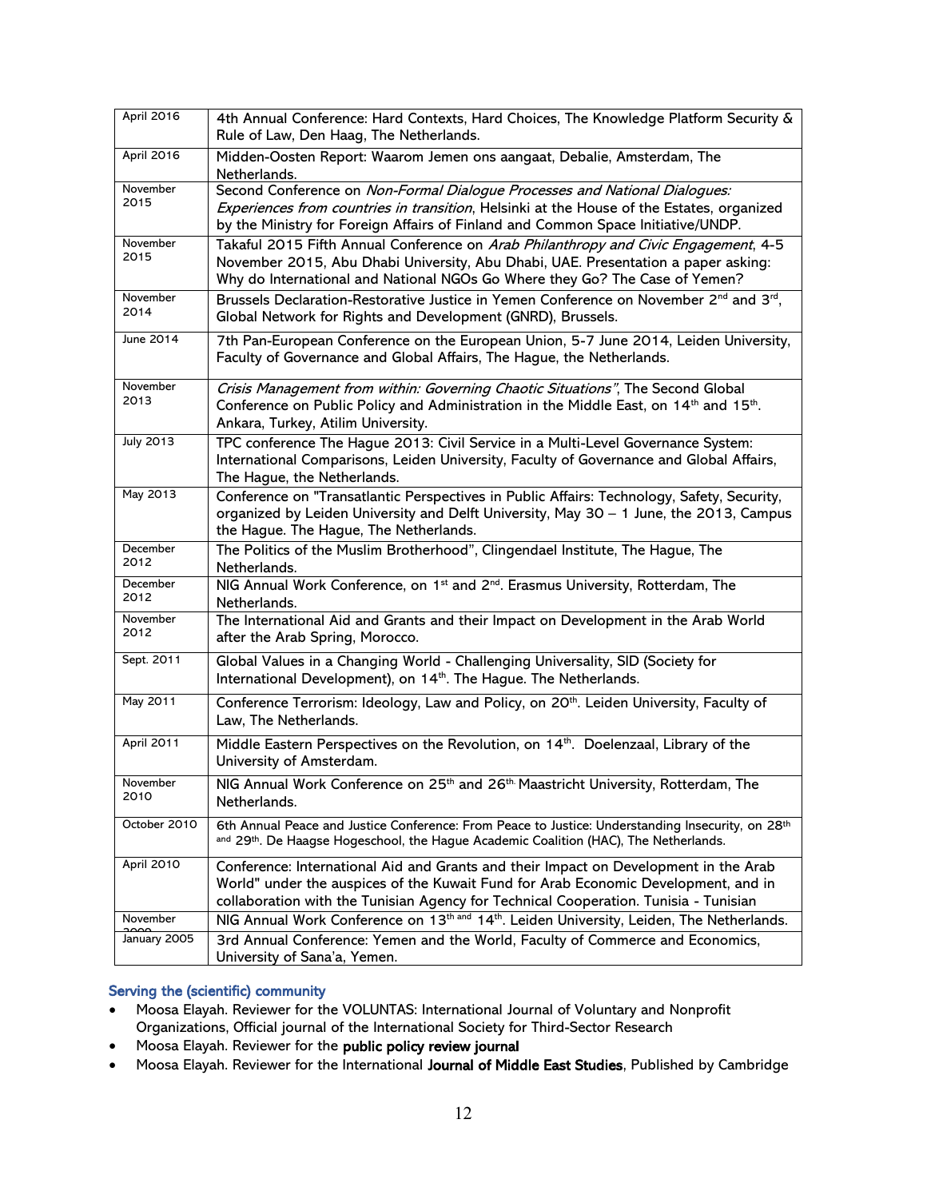| | |
|---|---|
| April 2016 | 4th Annual Conference: Hard Contexts, Hard Choices, The Knowledge Platform Security & Rule of Law, Den Haag, The Netherlands. |
| April 2016 | Midden-Oosten Report: Waarom Jemen ons aangaat, Debalie, Amsterdam, The Netherlands. |
| November 2015 | Second Conference on *Non-Formal Dialogue Processes and National Dialogues: Experiences from countries in transition*, Helsinki at the House of the Estates, organized by the Ministry for Foreign Affairs of Finland and Common Space Initiative/UNDP. |
| November 2015 | Takaful 2015 Fifth Annual Conference on *Arab Philanthropy and Civic Engagement*, 4-5 November 2015, Abu Dhabi University, Abu Dhabi, UAE. Presentation a paper asking: Why do International and National NGOs Go Where they Go? The Case of Yemen? |
| November 2014 | Brussels Declaration-Restorative Justice in Yemen Conference on November 2nd and 3rd, Global Network for Rights and Development (GNRD), Brussels. |
| June 2014 | 7th Pan-European Conference on the European Union, 5-7 June 2014, Leiden University, Faculty of Governance and Global Affairs, The Hague, the Netherlands. |
| November 2013 | *Crisis Management from within: Governing Chaotic Situations"*, The Second Global Conference on Public Policy and Administration in the Middle East, on 14th and 15th. Ankara, Turkey, Atilim University. |
| July 2013 | TPC conference The Hague 2013: Civil Service in a Multi-Level Governance System: International Comparisons, Leiden University, Faculty of Governance and Global Affairs, The Hague, the Netherlands. |
| May 2013 | Conference on "Transatlantic Perspectives in Public Affairs: Technology, Safety, Security, organized by Leiden University and Delft University, May 30 – 1 June, the 2013, Campus the Hague. The Hague, The Netherlands. |
| December 2012 | The Politics of the Muslim Brotherhood", Clingendael Institute, The Hague, The Netherlands. |
| December 2012 | NIG Annual Work Conference, on 1st and 2nd. Erasmus University, Rotterdam, The Netherlands. |
| November 2012 | The International Aid and Grants and their Impact on Development in the Arab World after the Arab Spring, Morocco. |
| Sept. 2011 | Global Values in a Changing World - Challenging Universality, SID (Society for International Development), on 14th. The Hague. The Netherlands. |
| May 2011 | Conference Terrorism: Ideology, Law and Policy, on 20th. Leiden University, Faculty of Law, The Netherlands. |
| April 2011 | Middle Eastern Perspectives on the Revolution, on 14th. Doelenzaal, Library of the University of Amsterdam. |
| November 2010 | NIG Annual Work Conference on 25th and 26th. Maastricht University, Rotterdam, The Netherlands. |
| October 2010 | 6th Annual Peace and Justice Conference: From Peace to Justice: Understanding Insecurity, on 28th and 29th. De Haagse Hogeschool, the Hague Academic Coalition (HAC), The Netherlands. |
| April 2010 | Conference: International Aid and Grants and their Impact on Development in the Arab World" under the auspices of the Kuwait Fund for Arab Economic Development, and in collaboration with the Tunisian Agency for Technical Cooperation. Tunisia - Tunisian |
| November 2009 | NIG Annual Work Conference on 13th and 14th. Leiden University, Leiden, The Netherlands. |
| January 2005 | 3rd Annual Conference: Yemen and the World, Faculty of Commerce and Economics, University of Sana'a, Yemen. |

### Serving the (scientific) community

- Moosa Elayah. Reviewer for the VOLUNTAS: International Journal of Voluntary and Nonprofit Organizations, Official journal of the International Society for Third-Sector Research
- Moosa Elayah. Reviewer for the **public policy review journal**
- Moosa Elayah. Reviewer for the International **Journal of Middle East Studies**, Published by Cambridge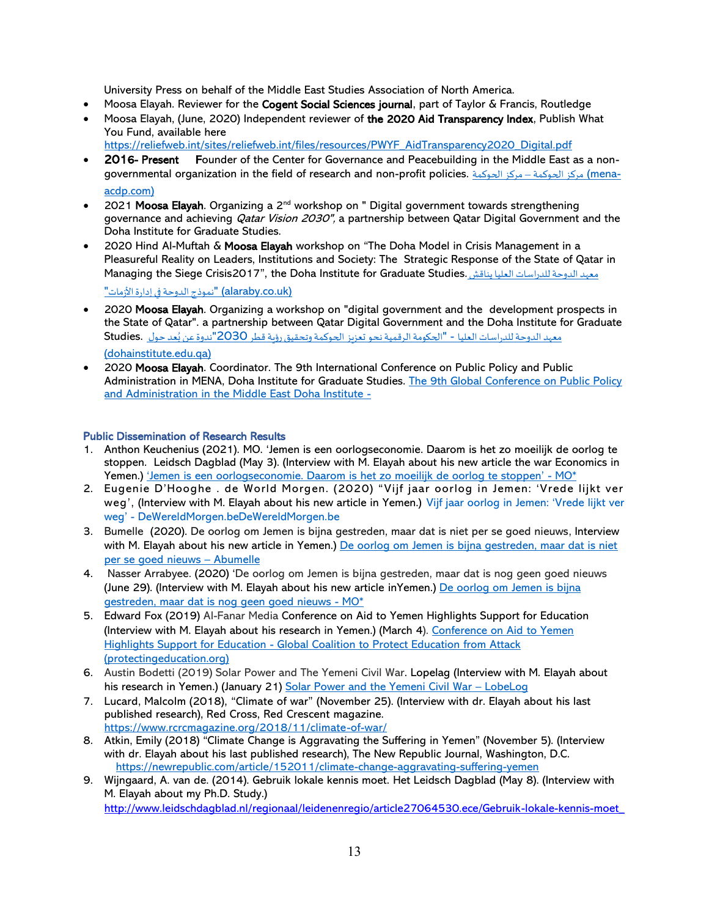University Press on behalf of the Middle East Studies Association of North America.

- Moosa Elayah. Reviewer for the **Cogent Social Sciences journal**, part of Taylor & Francis, Routledge
- Moosa Elayah, (June, 2020) Independent reviewer of **the 2020 Aid Transparency Index**, Publish What You Fund, available here https://reliefweb.int/sites/reliefweb.int/files/resources/PWYF_AidTransparency2020_Digital.pdf
- **2016- Present** Founder of the Center for Governance and Peacebuilding in the Middle East as a non-governmental organization in the field of research and non-profit policies. مركز الحوكمة – مركز الحوكمة (mena-acdp.com)
- 2021 **Moosa Elayah**. Organizing a 2nd workshop on " Digital government towards strengthening governance and achieving *Qatar Vision 2030",* a partnership between Qatar Digital Government and the Doha Institute for Graduate Studies.
- 2020 Hind Al-Muftah & **Moosa Elayah** workshop on "The Doha Model in Crisis Management in a Pleasureful Reality on Leaders, Institutions and Society: The Strategic Response of the State of Qatar in Managing the Siege Crisis2017", the Doha Institute for Graduate Studies. معهد الدوحة للدراسات العليا يناقش "نموذج الدوحة في إدارة الأزمات" (alaraby.co.uk)
- 2020 **Moosa Elayah**. Organizing a workshop on "digital government and the development prospects in the State of Qatar". a partnership between Qatar Digital Government and the Doha Institute for Graduate Studies. معهد الدوحة للدراسات العليا - "الحكومة الرقمية نحو تعزيز الحوكمة وتحقيق رؤية قطر 2030"ندوة عن بُعد حول (dohainstitute.edu.qa)
- 2020 **Moosa Elayah**. Coordinator. The 9th International Conference on Public Policy and Public Administration in MENA, Doha Institute for Graduate Studies. The 9th Global Conference on Public Policy and Administration in the Middle East Doha Institute -

### Public Dissemination of Research Results

1. Anthon Keuchenius (2021). MO. 'Jemen is een oorlogseconomie. Daarom is het zo moeilijk de oorlog te stoppen. Leidsch Dagblad (May 3). (Interview with M. Elayah about his new article the war Economics in Yemen.) 'Jemen is een oorlogseconomie. Daarom is het zo moeilijk de oorlog te stoppen' - MO*
2. Eugenie D'Hooghe . de World Morgen. (2020) "Vijf jaar oorlog in Jemen: 'Vrede lijkt ver weg', (Interview with M. Elayah about his new article in Yemen.) Vijf jaar oorlog in Jemen: 'Vrede lijkt ver weg' - DeWereldMorgen.beDeWereldMorgen.be
3. Bumelle (2020). De oorlog om Jemen is bijna gestreden, maar dat is niet per se goed nieuws, Interview with M. Elayah about his new article in Yemen.) De oorlog om Jemen is bijna gestreden, maar dat is niet per se goed nieuws – Abumelle
4. Nasser Arrabyee. (2020) 'De oorlog om Jemen is bijna gestreden, maar dat is nog geen goed nieuws (June 29). (Interview with M. Elayah about his new article inYemen.) De oorlog om Jemen is bijna gestreden, maar dat is nog geen goed nieuws - MO*
5. Edward Fox (2019) Al-Fanar Media Conference on Aid to Yemen Highlights Support for Education (Interview with M. Elayah about his research in Yemen.) (March 4). Conference on Aid to Yemen Highlights Support for Education - Global Coalition to Protect Education from Attack (protectingeducation.org)
6. Austin Bodetti (2019) Solar Power and The Yemeni Civil War. Lopelag (Interview with M. Elayah about his research in Yemen.) (January 21) Solar Power and the Yemeni Civil War – LobeLog
7. Lucard, Malcolm (2018), "Climate of war" (November 25). (Interview with dr. Elayah about his last published research), Red Cross, Red Crescent magazine. https://www.rcrcmagazine.org/2018/11/climate-of-war/
8. Atkin, Emily (2018) "Climate Change is Aggravating the Suffering in Yemen" (November 5). (Interview with dr. Elayah about his last published research), The New Republic Journal, Washington, D.C. https://newrepublic.com/article/152011/climate-change-aggravating-suffering-yemen
9. Wijngaard, A. van de. (2014). Gebruik lokale kennis moet. Het Leidsch Dagblad (May 8). (Interview with M. Elayah about my Ph.D. Study.) http://www.leidschdagblad.nl/regionaal/leidenenregio/article27064530.ece/Gebruik-lokale-kennis-moet_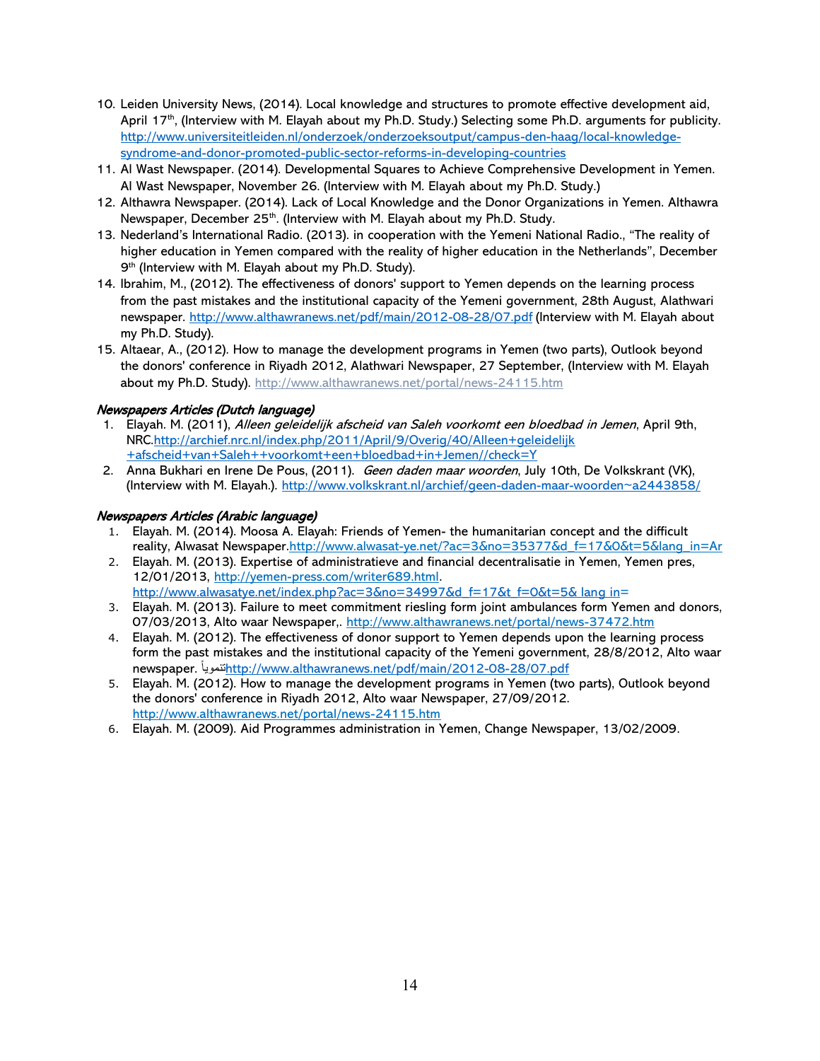10. Leiden University News, (2014). Local knowledge and structures to promote effective development aid, April 17th, (Interview with M. Elayah about my Ph.D. Study.) Selecting some Ph.D. arguments for publicity. http://www.universiteitleiden.nl/onderzoek/onderzoeksoutput/campus-den-haag/local-knowledge-syndrome-and-donor-promoted-public-sector-reforms-in-developing-countries
11. Al Wast Newspaper. (2014). Developmental Squares to Achieve Comprehensive Development in Yemen. Al Wast Newspaper, November 26. (Interview with M. Elayah about my Ph.D. Study.)
12. Althawra Newspaper. (2014). Lack of Local Knowledge and the Donor Organizations in Yemen. Althawra Newspaper, December 25th. (Interview with M. Elayah about my Ph.D. Study.
13. Nederland's International Radio. (2013). in cooperation with the Yemeni National Radio., "The reality of higher education in Yemen compared with the reality of higher education in the Netherlands", December 9th (Interview with M. Elayah about my Ph.D. Study).
14. Ibrahim, M., (2012). The effectiveness of donors' support to Yemen depends on the learning process from the past mistakes and the institutional capacity of the Yemeni government, 28th August, Alathwari newspaper. http://www.althawranews.net/pdf/main/2012-08-28/07.pdf (Interview with M. Elayah about my Ph.D. Study).
15. Altaear, A., (2012). How to manage the development programs in Yemen (two parts), Outlook beyond the donors' conference in Riyadh 2012, Alathwari Newspaper, 27 September, (Interview with M. Elayah about my Ph.D. Study). http://www.althawranews.net/portal/news-24115.htm

### *Newspapers Articles (Dutch language)*

1. Elayah. M. (2011), *Alleen geleidelijk afscheid van Saleh voorkomt een bloedbad in Jemen*, April 9th, NRC.http://archief.nrc.nl/index.php/2011/April/9/Overig/40/Alleen+geleidelijk+afscheid+van+Saleh++voorkomt+een+bloedbad+in+Jemen//check=Y
2. Anna Bukhari en Irene De Pous, (2011). *Geen daden maar woorden*, July 10th, De Volkskrant (VK), (Interview with M. Elayah.). http://www.volkskrant.nl/archief/geen-daden-maar-woorden~a2443858/

### *Newspapers Articles (Arabic language)*

1. Elayah. M. (2014). Moosa A. Elayah: Friends of Yemen- the humanitarian concept and the difficult reality, Alwasat Newspaper.http://www.alwasat-ye.net/?ac=3&no=35377&d_f=17&0&t=5&lang_in=Ar
2. Elayah. M. (2013). Expertise of administratieve and financial decentralisatie in Yemen, Yemen pres, 12/01/2013, http://yemen-press.com/writer689.html. http://www.alwasatye.net/index.php?ac=3&no=34997&d_f=17&t_f=0&t=5& lang in=
3. Elayah. M. (2013). Failure to meet commitment riesling form joint ambulances form Yemen and donors, 07/03/2013, Alto waar Newspaper,. http://www.althawranews.net/portal/news-37472.htm
4. Elayah. M. (2012). The effectiveness of donor support to Yemen depends upon the learning process form the past mistakes and the institutional capacity of the Yemeni government, 28/8/2012, Alto waar newspaper. تنموياًhttp://www.althawranews.net/pdf/main/2012-08-28/07.pdf
5. Elayah. M. (2012). How to manage the development programs in Yemen (two parts), Outlook beyond the donors' conference in Riyadh 2012, Alto waar Newspaper, 27/09/2012. http://www.althawranews.net/portal/news-24115.htm
6. Elayah. M. (2009). Aid Programmes administration in Yemen, Change Newspaper, 13/02/2009.